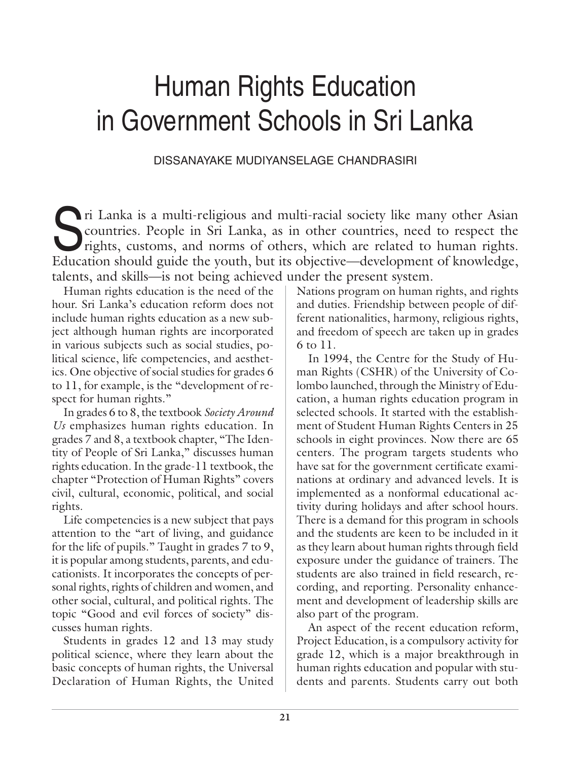# Human Rights Education in Government Schools in Sri Lanka

DISSANAYAKE MUDIYANSELAGE CHANDRASIRI

Sri Lanka is a multi-religious and multi-racial society like many other Asian countries. People in Sri Lanka, as in other countries, need to respect the rights, customs, and norms of others, which are related to human rights. Education should guide the youth, but its objective—development of knowledge, talents, and skills—is not being achieved under the present system.

Human rights education is the need of the hour. Sri Lanka's education reform does not include human rights education as a new subject although human rights are incorporated in various subjects such as social studies, political science, life competencies, and aesthetics. One objective of social studies for grades 6 to 11, for example, is the "development of respect for human rights."

In grades 6 to 8, the textbook *Society Around Us* emphasizes human rights education. In grades 7 and 8, a textbook chapter, "The Identity of People of Sri Lanka," discusses human rights education. In the grade-11 textbook, the chapter "Protection of Human Rights" covers civil, cultural, economic, political, and social rights.

Life competencies is a new subject that pays attention to the "art of living, and guidance for the life of pupils." Taught in grades 7 to 9, it is popular among students, parents, and educationists. It incorporates the concepts of personal rights, rights of children and women, and other social, cultural, and political rights. The topic "Good and evil forces of society" discusses human rights.

Students in grades 12 and 13 may study political science, where they learn about the basic concepts of human rights, the Universal Declaration of Human Rights, the United Nations program on human rights, and rights and duties. Friendship between people of different nationalities, harmony, religious rights, and freedom of speech are taken up in grades 6 to 11.

In 1994, the Centre for the Study of Human Rights (CSHR) of the University of Colombo launched, through the Ministry of Education, a human rights education program in selected schools. It started with the establishment of Student Human Rights Centers in 25 schools in eight provinces. Now there are 65 centers. The program targets students who have sat for the government certificate examinations at ordinary and advanced levels. It is implemented as a nonformal educational activity during holidays and after school hours. There is a demand for this program in schools and the students are keen to be included in it as they learn about human rights through field exposure under the guidance of trainers. The students are also trained in field research, recording, and reporting. Personality enhancement and development of leadership skills are also part of the program.

An aspect of the recent education reform, Project Education, is a compulsory activity for grade 12, which is a major breakthrough in human rights education and popular with students and parents. Students carry out both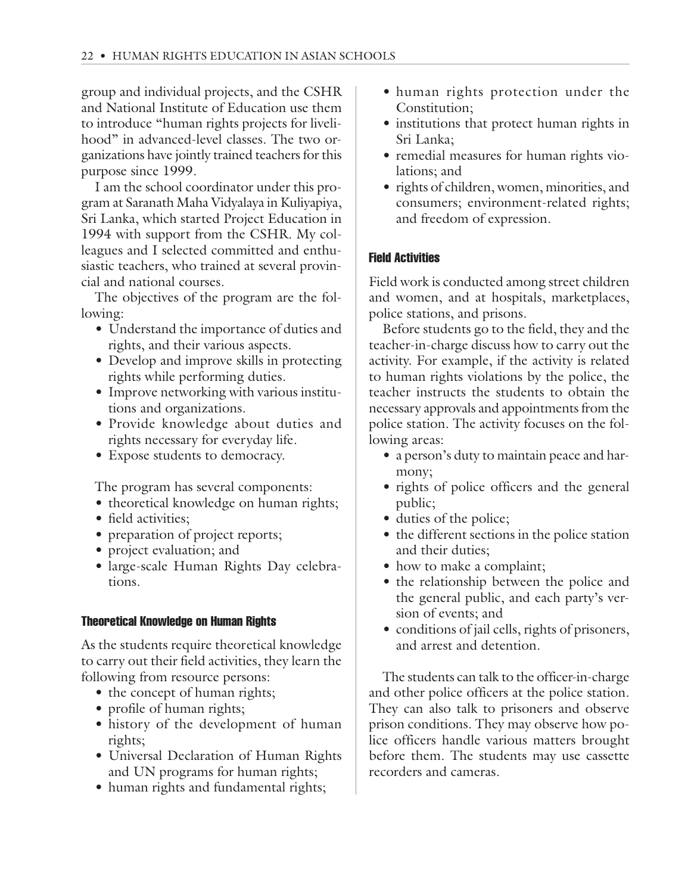group and individual projects, and the CSHR and National Institute of Education use them to introduce "human rights projects for livelihood" in advanced-level classes. The two organizations have jointly trained teachers for this purpose since 1999.

I am the school coordinator under this program at Saranath Maha Vidyalaya in Kuliyapiya, Sri Lanka, which started Project Education in 1994 with support from the CSHR. My colleagues and I selected committed and enthusiastic teachers, who trained at several provincial and national courses.

The objectives of the program are the following:

- Understand the importance of duties and rights, and their various aspects.
- Develop and improve skills in protecting rights while performing duties.
- Improve networking with various institutions and organizations.
- Provide knowledge about duties and rights necessary for everyday life.
- Expose students to democracy.

The program has several components:

- theoretical knowledge on human rights;
- field activities;
- preparation of project reports;
- project evaluation; and
- large-scale Human Rights Day celebrations.

### Theoretical Knowledge on Human Rights

As the students require theoretical knowledge to carry out their field activities, they learn the following from resource persons:

- the concept of human rights;
- profile of human rights;
- history of the development of human rights;
- Universal Declaration of Human Rights and UN programs for human rights;
- human rights and fundamental rights;
- human rights protection under the Constitution;
- institutions that protect human rights in Sri Lanka;
- remedial measures for human rights violations; and
- rights of children, women, minorities, and consumers; environment-related rights; and freedom of expression.

### Field Activities

Field work is conducted among street children and women, and at hospitals, marketplaces, police stations, and prisons.

Before students go to the field, they and the teacher-in-charge discuss how to carry out the activity. For example, if the activity is related to human rights violations by the police, the teacher instructs the students to obtain the necessary approvals and appointments from the police station. The activity focuses on the following areas:

- a person's duty to maintain peace and harmony;
- rights of police officers and the general public;
- duties of the police;
- the different sections in the police station and their duties;
- how to make a complaint;
- the relationship between the police and the general public, and each party's version of events; and
- conditions of jail cells, rights of prisoners, and arrest and detention.

The students can talk to the officer-in-charge and other police officers at the police station. They can also talk to prisoners and observe prison conditions. They may observe how police officers handle various matters brought before them. The students may use cassette recorders and cameras.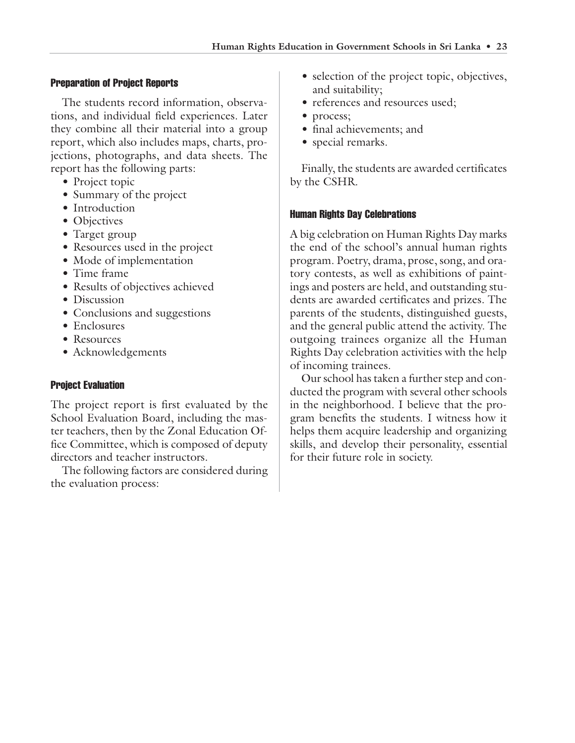### Preparation of Project Reports

The students record information, observations, and individual field experiences. Later they combine all their material into a group report, which also includes maps, charts, projections, photographs, and data sheets. The report has the following parts:

- Project topic
- Summary of the project
- Introduction
- Objectives
- Target group
- Resources used in the project
- Mode of implementation
- Time frame
- Results of objectives achieved
- Discussion
- Conclusions and suggestions
- Enclosures
- Resources
- Acknowledgements

### Project Evaluation

The project report is first evaluated by the School Evaluation Board, including the master teachers, then by the Zonal Education Office Committee, which is composed of deputy directors and teacher instructors.

The following factors are considered during the evaluation process:

- selection of the project topic, objectives, and suitability;
- references and resources used;
- process;
- final achievements; and
- special remarks.

Finally, the students are awarded certificates by the CSHR.

### Human Rights Day Celebrations

A big celebration on Human Rights Day marks the end of the school's annual human rights program. Poetry, drama, prose, song, and oratory contests, as well as exhibitions of paintings and posters are held, and outstanding students are awarded certificates and prizes. The parents of the students, distinguished guests, and the general public attend the activity. The outgoing trainees organize all the Human Rights Day celebration activities with the help of incoming trainees.

Our school has taken a further step and conducted the program with several other schools in the neighborhood. I believe that the program benefits the students. I witness how it helps them acquire leadership and organizing skills, and develop their personality, essential for their future role in society.